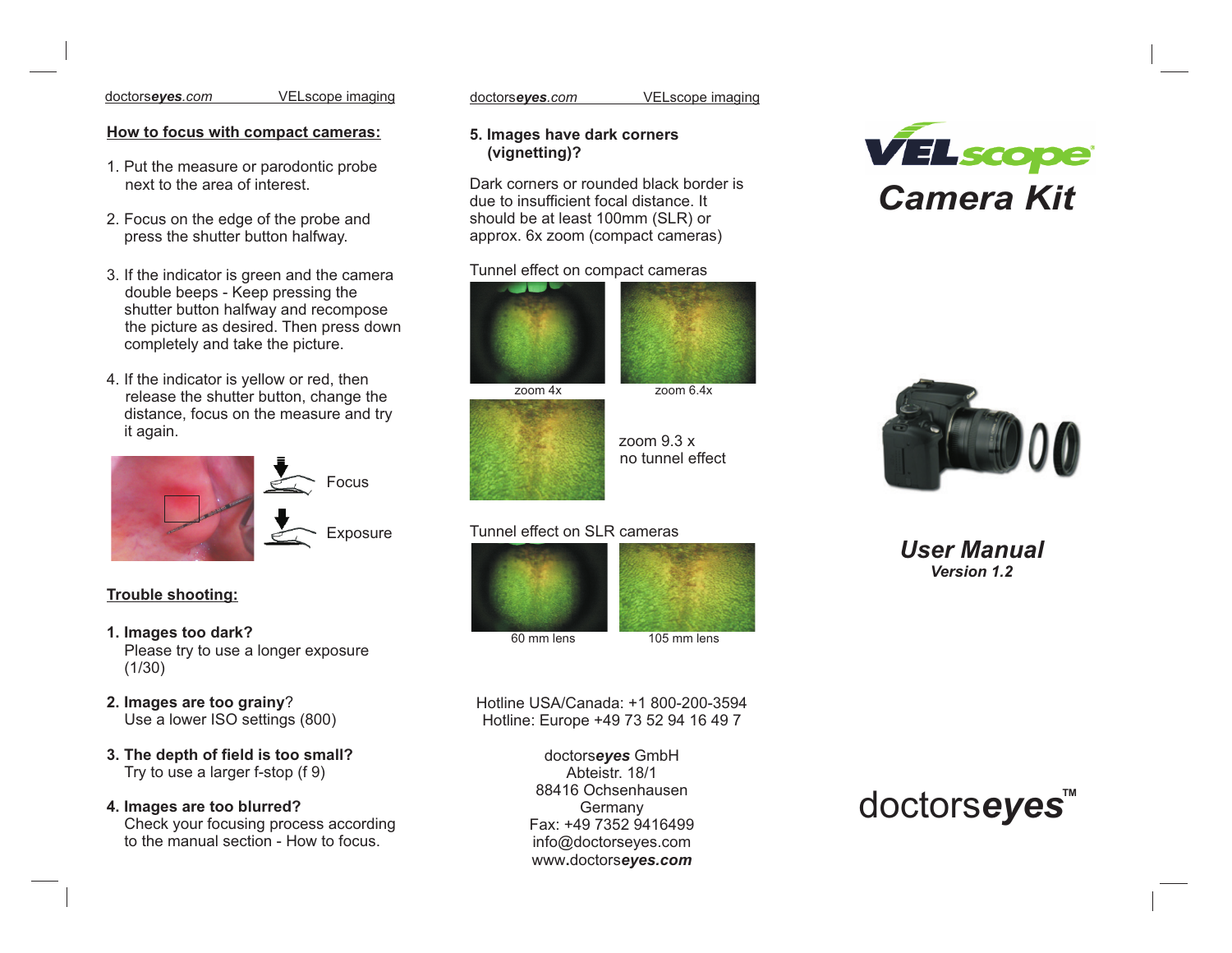## How to focus with compact cameras:

1. Put the measure or parodontic probe next to the area of interest.

2. Focus on the edge of the probe and press the shutter button halfway.

3. If the indicator is green and the camera double beeps - Keep pressing the shutter button halfway and recompose the picture as desired. Then press down completely and take the picture.

4. If the indicator is yellow or red, then release the shutter button, change the distance, focus on the measure and try it again.

Focus

Exposure

## Trouble shooting:

**1. Images too dark?**
Please try to use a longer exposure (1/30)

**2. Images are too grainy?**
Use a lower ISO settings (800)

**3. The depth of field is too small?**
Try to use a larger f-stop (f 9)

**4. Images are too blurred?**
Check your focusing process according to the manual section - How to focus.

**5. Images have dark corners (vignetting)?**

Dark corners or rounded black border is due to insufficient focal distance. It should be at least 100mm (SLR) or approx. 6x zoom (compact cameras)

Tunnel effect on compact cameras

zoom 4x

zoom 6.4x

zoom 9.3 x
no tunnel effect

Tunnel effect on SLR cameras

60 mm lens

105 mm lens

Hotline USA/Canada: +1 800-200-3594
Hotline: Europe +49 73 52 94 16 49 7

doctors*eyes* GmbH
Abteistr. 18/1
88416 Ochsenhausen
Germany
Fax: +49 7352 9416499
info@doctorseyes.com
www.doctors***eyes.com***

# VELscope
# Camera Kit

***User Manual***
***Version 1.2***

doctors***eyes***™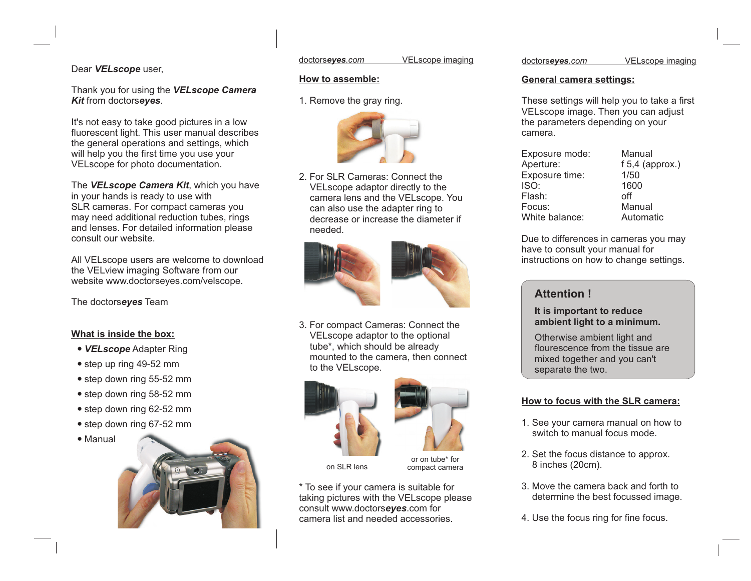Dear ***VELscope*** user,

Thank you for using the ***VELscope Camera Kit*** from doctors***eyes***.

It's not easy to take good pictures in a low fluorescent light. This user manual describes the general operations and settings, which will help you the first time you use your VELscope for photo documentation.

The ***VELscope Camera Kit***, which you have in your hands is ready to use with SLR cameras. For compact cameras you may need additional reduction tubes, rings and lenses. For detailed information please consult our website.

All VELscope users are welcome to download the VELview imaging Software from our website www.doctorseyes.com/velscope.

The doctors***eyes*** Team

## What is inside the box:

- ***VELscope*** Adapter Ring
- step up ring 49-52 mm
- step down ring 55-52 mm
- step down ring 58-52 mm
- step down ring 62-52 mm
- step down ring 67-52 mm
- Manual

## How to assemble:

1. Remove the gray ring.

2. For SLR Cameras: Connect the VELscope adaptor directly to the camera lens and the VELscope. You can also use the adapter ring to decrease or increase the diameter if needed.

3. For compact Cameras: Connect the VELscope adaptor to the optional tube*, which should be already mounted to the camera, then connect to the VELscope.

on SLR lens

or on tube* for compact camera

\* To see if your camera is suitable for taking pictures with the VELscope please consult www.doctors***eyes***.com for camera list and needed accessories.

## General camera settings:

These settings will help you to take a first VELscope image. Then you can adjust the parameters depending on your camera.

| | |
|---|---|
| Exposure mode: | Manual |
| Aperture: | f 5,4 (approx.) |
| Exposure time: | 1/50 |
| ISO: | 1600 |
| Flash: | off |
| Focus: | Manual |
| White balance: | Automatic |

Due to differences in cameras you may have to consult your manual for instructions on how to change settings.

### Attention !

**It is important to reduce ambient light to a minimum.**

Otherwise ambient light and flourescence from the tissue are mixed together and you can't separate the two.

## How to focus with the SLR camera:

1. See your camera manual on how to switch to manual focus mode.

2. Set the focus distance to approx. 8 inches (20cm).

3. Move the camera back and forth to determine the best focussed image.

4. Use the focus ring for fine focus.